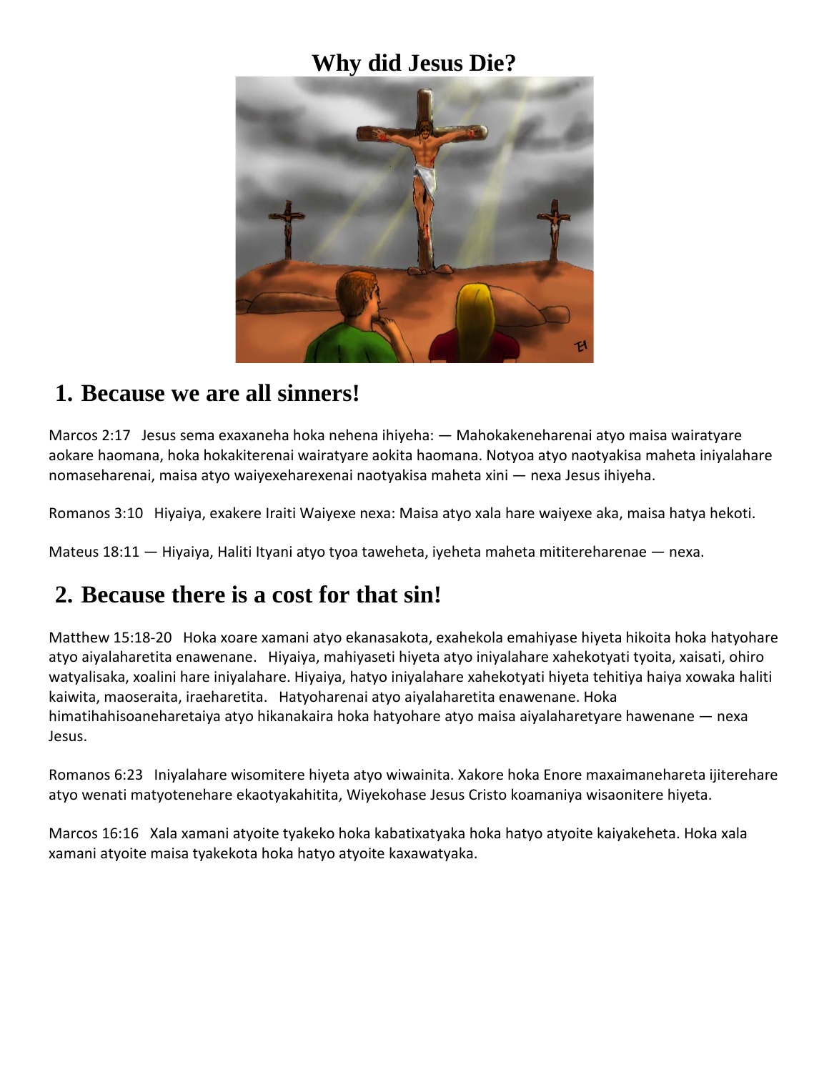# Why did Jesus Die?

## 1. Because we are all sinners!

Marcos 2:17   Jesus sema exaxaneha hoka nehena ihiyeha: — Mahokakeneharenai atyo maisa wairatyare aokare haomana, hoka hokakiterenai wairatyare aokita haomana. Notyoa atyo naotyakisa maheta iniyalahare nomaseharenai, maisa atyo waiyexeharexenai naotyakisa maheta xini — nexa Jesus ihiyeha.

Romanos 3:10   Hiyaiya, exakere Iraiti Waiyexe nexa: Maisa atyo xala hare waiyexe aka, maisa hatya hekoti.

Mateus 18:11 — Hiyaiya, Haliti Ityani atyo tyoa taweheta, iyeheta maheta mititereharenae — nexa.

## 2. Because there is a cost for that sin!

Matthew 15:18-20   Hoka xoare xamani atyo ekanasakota, exahekola emahiyase hiyeta hikoita hoka hatyohare atyo aiyalaharetita enawenane.   Hiyaiya, mahiyaseti hiyeta atyo iniyalahare xahekotyati tyoita, xaisati, ohiro watyalisaka, xoalini hare iniyalahare. Hiyaiya, hatyo iniyalahare xahekotyati hiyeta tehitiya haiya xowaka haliti kaiwita, maoseraita, iraeharetita.   Hatyoharenai atyo aiyalaharetita enawenane. Hoka himatihahisoaneharetaiya atyo hikanakaira hoka hatyohare atyo maisa aiyalaharetyare hawenane — nexa Jesus.

Romanos 6:23   Iniyalahare wisomitere hiyeta atyo wiwainita. Xakore hoka Enore maxaimanehareta ijiterehare atyo wenati matyotenehare ekaotyakahitita, Wiyekohase Jesus Cristo koamaniya wisaonitere hiyeta.

Marcos 16:16   Xala xamani atyoite tyakeko hoka kabatixatyaka hoka hatyo atyoite kaiyakeheta. Hoka xala xamani atyoite maisa tyakekota hoka hatyo atyoite kaxawatyaka.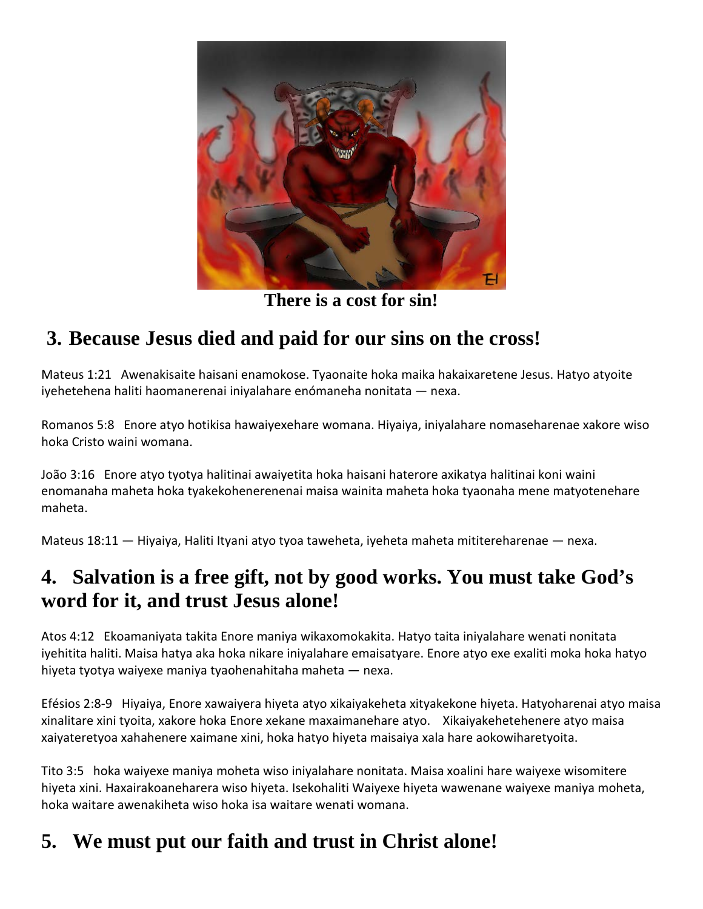There is a cost for sin!

## 3. Because Jesus died and paid for our sins on the cross!

Mateus 1:21 Awenakisaite haisani enamokose. Tyaonaite hoka maika hakaixaretene Jesus. Hatyo atyoite iyehetehena haliti haomanerenai iniyalahare enómaneha nonitata — nexa.

Romanos 5:8 Enore atyo hotikisa hawaiyexehare womana. Hiyaiya, iniyalahare nomaseharenae xakore wiso hoka Cristo waini womana.

João 3:16 Enore atyo tyotya halitinai awaiyetita hoka haisani haterore axikatya halitinai koni waini enomanaha maheta hoka tyakekohenerenenai maisa wainita maheta hoka tyaonaha mene matyotenehare maheta.

Mateus 18:11 — Hiyaiya, Haliti Ityani atyo tyoa taweheta, iyeheta maheta mititereharenae — nexa.

## 4. Salvation is a free gift, not by good works. You must take God's word for it, and trust Jesus alone!

Atos 4:12 Ekoamaniyata takita Enore maniya wikaxomokakita. Hatyo taita iniyalahare wenati nonitata iyehitita haliti. Maisa hatya aka hoka nikare iniyalahare emaisatyare. Enore atyo exe exaliti moka hoka hatyo hiyeta tyotya waiyexe maniya tyaohenahitaha maheta — nexa.

Efésios 2:8-9 Hiyaiya, Enore xawaiyera hiyeta atyo xikaiyakeheta xityakekone hiyeta. Hatyoharenai atyo maisa xinalitare xini tyoita, xakore hoka Enore xekane maxaimanehare atyo. Xikaiyakehetehenere atyo maisa xaiyateretyoa xahahenere xaimane xini, hoka hatyo hiyeta maisaiya xala hare aokowiharetyoita.

Tito 3:5 hoka waiyexe maniya moheta wiso iniyalahare nonitata. Maisa xoalini hare waiyexe wisomitere hiyeta xini. Haxairakoaneharera wiso hiyeta. Isekohaliti Waiyexe hiyeta wawenane waiyexe maniya moheta, hoka waitare awenakiheta wiso hoka isa waitare wenati womana.

## 5. We must put our faith and trust in Christ alone!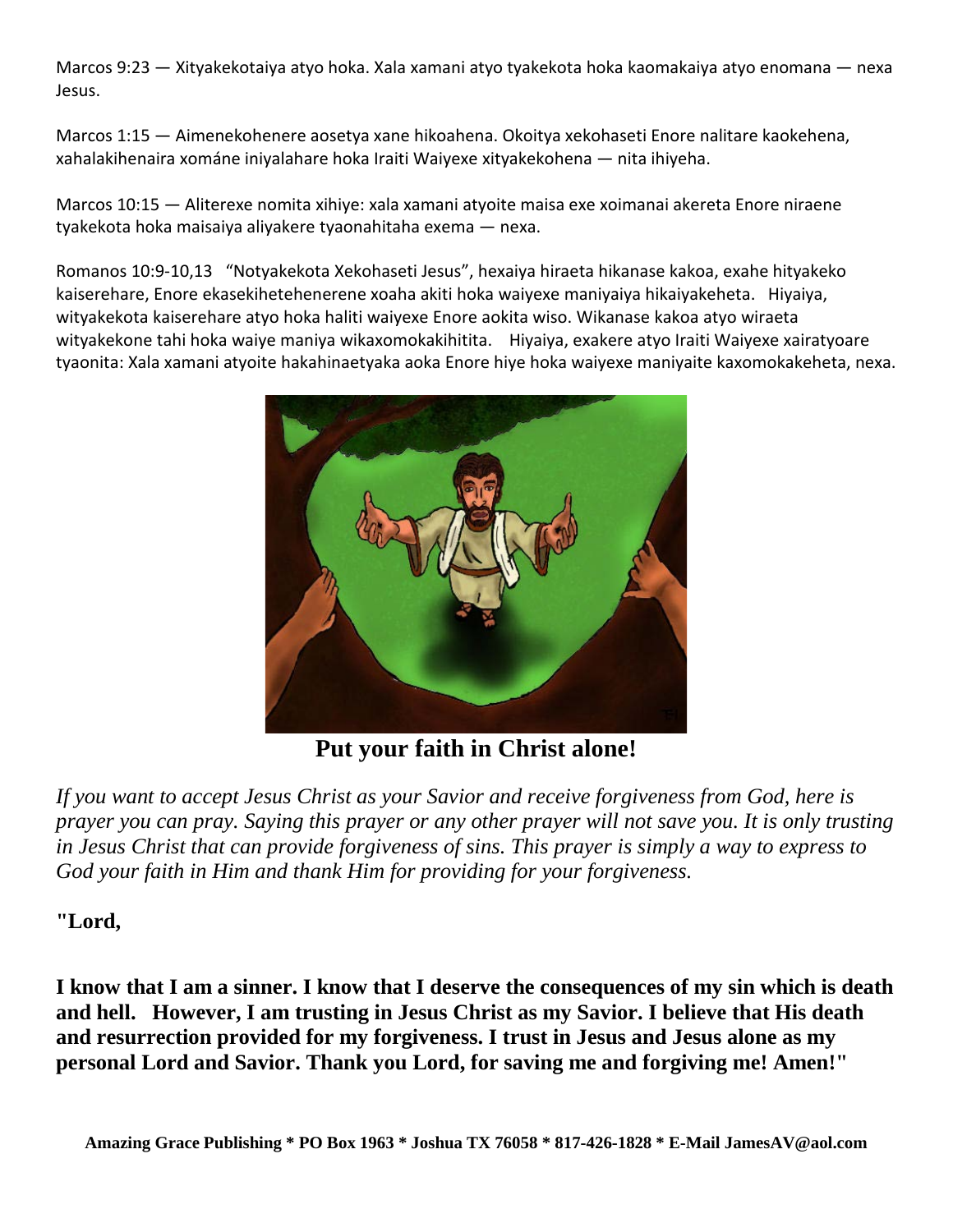Marcos 9:23 — Xityakekotaiya atyo hoka. Xala xamani atyo tyakekota hoka kaomakaiya atyo enomana — nexa Jesus.

Marcos 1:15 — Aimenekohenere aosetya xane hikoahena. Okoitya xekohaseti Enore nalitare kaokehena, xahalakihenaira xománe iniyalahare hoka Iraiti Waiyexe xityakekohena — nita ihiyeha.

Marcos 10:15 — Aliterexe nomita xihiye: xala xamani atyoite maisa exe xoimanai akereta Enore niraene tyakekota hoka maisaiya aliyakere tyaonahitaha exema — nexa.

Romanos 10:9-10,13 "Notyakekota Xekohaseti Jesus", hexaiya hiraeta hikanase kakoa, exahe hityakeko kaiserehare, Enore ekasekihetehenerene xoaha akiti hoka waiyexe maniyaiya hikaiyakeheta. Hiyaiya, wityakekota kaiserehare atyo hoka haliti waiyexe Enore aokita wiso. Wikanase kakoa atyo wiraeta wityakekone tahi hoka waiye maniya wikaxomokakihitita. Hiyaiya, exakere atyo Iraiti Waiyexe xairatyoare tyaonita: Xala xamani atyoite hakahinaetyaka aoka Enore hiye hoka waiyexe maniyaite kaxomokakeheta, nexa.

**Put your faith in Christ alone!**

*If you want to accept Jesus Christ as your Savior and receive forgiveness from God, here is prayer you can pray. Saying this prayer or any other prayer will not save you. It is only trusting in Jesus Christ that can provide forgiveness of sins. This prayer is simply a way to express to God your faith in Him and thank Him for providing for your forgiveness.*

**"Lord,**

**I know that I am a sinner. I know that I deserve the consequences of my sin which is death and hell. However, I am trusting in Jesus Christ as my Savior. I believe that His death and resurrection provided for my forgiveness. I trust in Jesus and Jesus alone as my personal Lord and Savior. Thank you Lord, for saving me and forgiving me! Amen!"**

**Amazing Grace Publishing * PO Box 1963 * Joshua TX 76058 * 817-426-1828 * E-Mail JamesAV@aol.com**